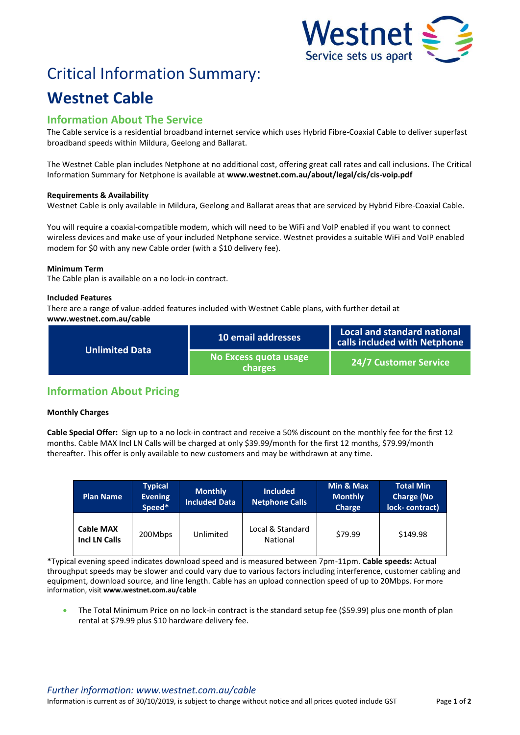# Critical Information Summary:

# Westnet Cable

## Information About The Service

The Cable service is a residential broadband internet service which uses Hybrid Fibre-Coaxial Cable to deliver superfast broadband speeds within Mildura, Geelong and Ballarat.

The Westnet Cable plan includes Netphone at no additional cost, offering great call rates and call inclusions. The Critical Information Summary for Netphone is available at **www.westnet.com.au/about/legal/cis/cis-voip.pdf**

**Requirements & Availability**

Westnet Cable is only available in Mildura, Geelong and Ballarat areas that are serviced by Hybrid Fibre-Coaxial Cable.

You will require a coaxial-compatible modem, which will need to be WiFi and VoIP enabled if you want to connect wireless devices and make use of your included Netphone service. Westnet provides a suitable WiFi and VoIP enabled modem for $0 with any new Cable order (with a $10 delivery fee).

**Minimum Term**

The Cable plan is available on a no lock-in contract.

**Included Features**

There are a range of value-added features included with Westnet Cable plans, with further detail at **www.westnet.com.au/cable**

| Unlimited Data | 10 email addresses | Local and standard national calls included with Netphone |
|---|---|---|
| | No Excess quota usage charges | 24/7 Customer Service |

## Information About Pricing

**Monthly Charges**

**Cable Special Offer:** Sign up to a no lock-in contract and receive a 50% discount on the monthly fee for the first 12 months. Cable MAX Incl LN Calls will be charged at only $39.99/month for the first 12 months, $79.99/month thereafter. This offer is only available to new customers and may be withdrawn at any time.

| Plan Name | Typical Evening Speed* | Monthly Included Data | Included Netphone Calls | Min & Max Monthly Charge | Total Min Charge (No lock- contract) |
|---|---|---|---|---|---|
| **Cable MAX Incl LN Calls** | 200Mbps | Unlimited | Local & Standard National | $79.99 | $149.98 |

*Typical evening speed indicates download speed and is measured between 7pm-11pm. **Cable speeds:** Actual throughput speeds may be slower and could vary due to various factors including interference, customer cabling and equipment, download source, and line length. Cable has an upload connection speed of up to 20Mbps. For more information, visit **www.westnet.com.au/cable**

- The Total Minimum Price on no lock-in contract is the standard setup fee ($59.99) plus one month of plan rental at $79.99 plus $10 hardware delivery fee.

*Further information: www.westnet.com.au/cable*

Information is current as of 30/10/2019, is subject to change without notice and all prices quoted include GST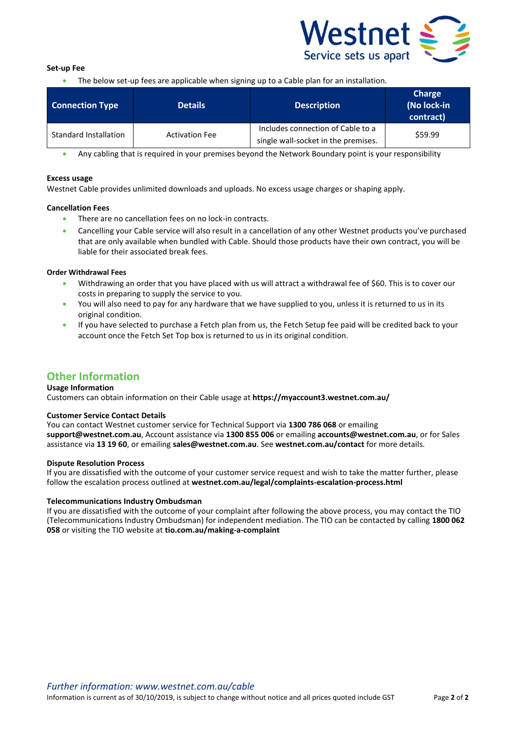### Set-up Fee

- The below set-up fees are applicable when signing up to a Cable plan for an installation.

| Connection Type | Details | Description | Charge (No lock-in contract) |
|---|---|---|---|
| Standard Installation | Activation Fee | Includes connection of Cable to a single wall-socket in the premises. | $59.99 |

- Any cabling that is required in your premises beyond the Network Boundary point is your responsibility

### Excess usage

Westnet Cable provides unlimited downloads and uploads. No excess usage charges or shaping apply.

### Cancellation Fees

- There are no cancellation fees on no lock-in contracts.
- Cancelling your Cable service will also result in a cancellation of any other Westnet products you've purchased that are only available when bundled with Cable. Should those products have their own contract, you will be liable for their associated break fees.

### Order Withdrawal Fees

- Withdrawing an order that you have placed with us will attract a withdrawal fee of $60. This is to cover our costs in preparing to supply the service to you.
- You will also need to pay for any hardware that we have supplied to you, unless it is returned to us in its original condition.
- If you have selected to purchase a Fetch plan from us, the Fetch Setup fee paid will be credited back to your account once the Fetch Set Top box is returned to us in its original condition.

## Other Information

### Usage Information

Customers can obtain information on their Cable usage at **https://myaccount3.westnet.com.au/**

### Customer Service Contact Details

You can contact Westnet customer service for Technical Support via **1300 786 068** or emailing **support@westnet.com.au**, Account assistance via **1300 855 006** or emailing **accounts@westnet.com.au**, or for Sales assistance via **13 19 60**, or emailing **sales@westnet.com.au**. See **westnet.com.au/contact** for more details.

### Dispute Resolution Process

If you are dissatisfied with the outcome of your customer service request and wish to take the matter further, please follow the escalation process outlined at **westnet.com.au/legal/complaints-escalation-process.html**

### Telecommunications Industry Ombudsman

If you are dissatisfied with the outcome of your complaint after following the above process, you may contact the TIO (Telecommunications Industry Ombudsman) for independent mediation. The TIO can be contacted by calling **1800 062 058** or visiting the TIO website at **tio.com.au/making-a-complaint**

*Further information: www.westnet.com.au/cable*

Information is current as of 30/10/2019, is subject to change without notice and all prices quoted include GST